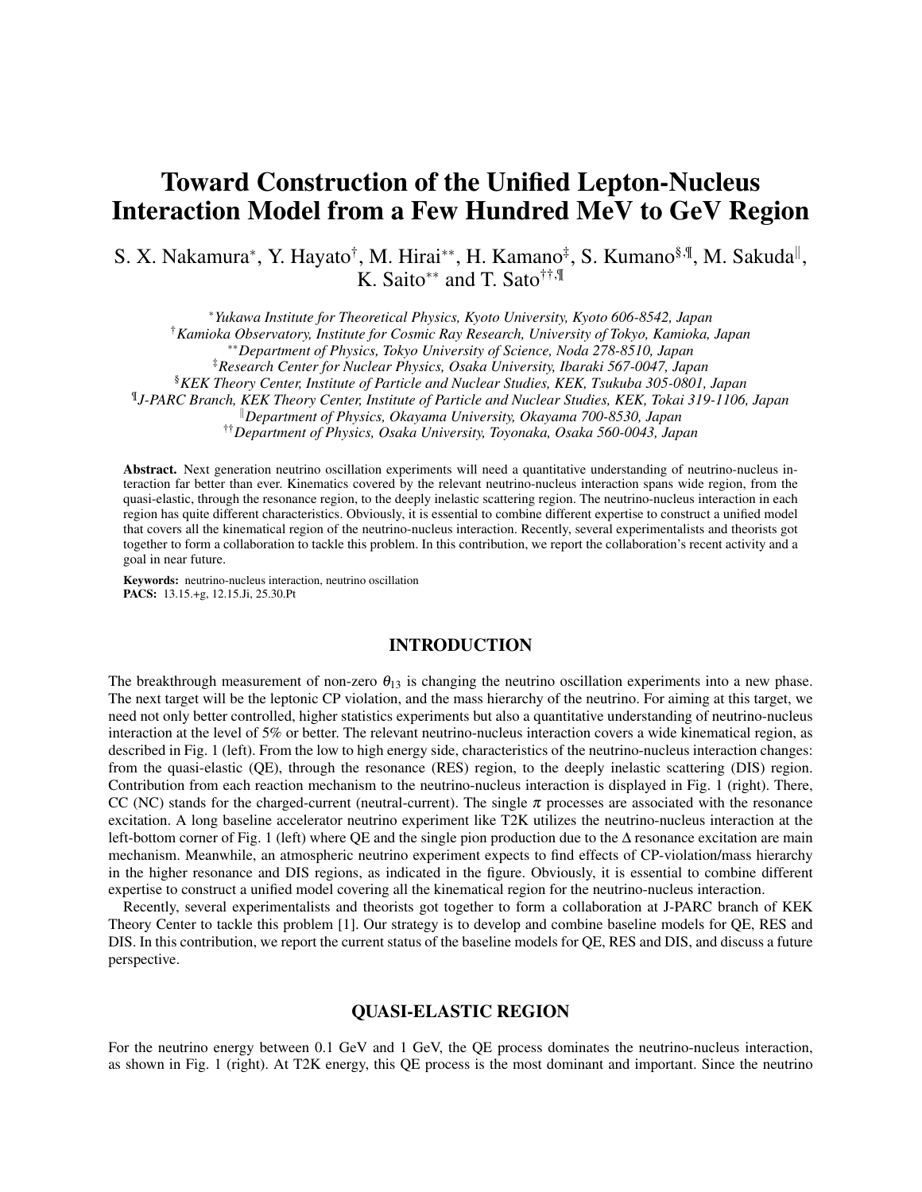# Toward Construction of the Unified Lepton-Nucleus Interaction Model from a Few Hundred MeV to GeV Region

S. X. Nakamura[*], Y. Hayato[†], M. Hirai[**], H. Kamano[‡], S. Kumano[§,¶], M. Sakuda[‖], K. Saito[**] and T. Sato[††,¶]

[*] *Yukawa Institute for Theoretical Physics, Kyoto University, Kyoto 606-8542, Japan*
[†] *Kamioka Observatory, Institute for Cosmic Ray Research, University of Tokyo, Kamioka, Japan*
[**] *Department of Physics, Tokyo University of Science, Noda 278-8510, Japan*
[‡] *Research Center for Nuclear Physics, Osaka University, Ibaraki 567-0047, Japan*
[§] *KEK Theory Center, Institute of Particle and Nuclear Studies, KEK, Tsukuba 305-0801, Japan*
[¶] *J-PARC Branch, KEK Theory Center, Institute of Particle and Nuclear Studies, KEK, Tokai 319-1106, Japan*
[‖] *Department of Physics, Okayama University, Okayama 700-8530, Japan*
[††] *Department of Physics, Osaka University, Toyonaka, Osaka 560-0043, Japan*

**Abstract.** Next generation neutrino oscillation experiments will need a quantitative understanding of neutrino-nucleus interaction far better than ever. Kinematics covered by the relevant neutrino-nucleus interaction spans wide region, from the quasi-elastic, through the resonance region, to the deeply inelastic scattering region. The neutrino-nucleus interaction in each region has quite different characteristics. Obviously, it is essential to combine different expertise to construct a unified model that covers all the kinematical region of the neutrino-nucleus interaction. Recently, several experimentalists and theorists got together to form a collaboration to tackle this problem. In this contribution, we report the collaboration's recent activity and a goal in near future.

**Keywords:** neutrino-nucleus interaction, neutrino oscillation
**PACS:** 13.15.+g, 12.15.Ji, 25.30.Pt

## INTRODUCTION

The breakthrough measurement of non-zero $\theta_{13}$ is changing the neutrino oscillation experiments into a new phase. The next target will be the leptonic CP violation, and the mass hierarchy of the neutrino. For aiming at this target, we need not only better controlled, higher statistics experiments but also a quantitative understanding of neutrino-nucleus interaction at the level of 5% or better. The relevant neutrino-nucleus interaction covers a wide kinematical region, as described in Fig. 1 (left). From the low to high energy side, characteristics of the neutrino-nucleus interaction changes: from the quasi-elastic (QE), through the resonance (RES) region, to the deeply inelastic scattering (DIS) region. Contribution from each reaction mechanism to the neutrino-nucleus interaction is displayed in Fig. 1 (right). There, CC (NC) stands for the charged-current (neutral-current). The single $\pi$ processes are associated with the resonance excitation. A long baseline accelerator neutrino experiment like T2K utilizes the neutrino-nucleus interaction at the left-bottom corner of Fig. 1 (left) where QE and the single pion production due to the $\Delta$ resonance excitation are main mechanism. Meanwhile, an atmospheric neutrino experiment expects to find effects of CP-violation/mass hierarchy in the higher resonance and DIS regions, as indicated in the figure. Obviously, it is essential to combine different expertise to construct a unified model covering all the kinematical region for the neutrino-nucleus interaction.

Recently, several experimentalists and theorists got together to form a collaboration at J-PARC branch of KEK Theory Center to tackle this problem [1]. Our strategy is to develop and combine baseline models for QE, RES and DIS. In this contribution, we report the current status of the baseline models for QE, RES and DIS, and discuss a future perspective.

## QUASI-ELASTIC REGION

For the neutrino energy between 0.1 GeV and 1 GeV, the QE process dominates the neutrino-nucleus interaction, as shown in Fig. 1 (right). At T2K energy, this QE process is the most dominant and important. Since the neutrino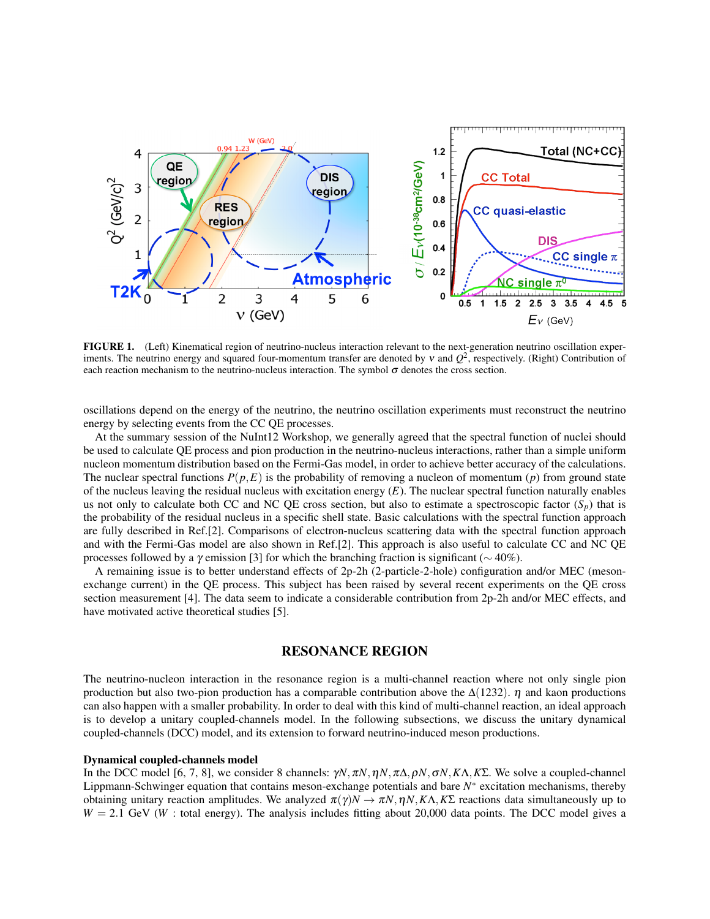FIGURE 1. (Left) Kinematical region of neutrino-nucleus interaction relevant to the next-generation neutrino oscillation experiments. The neutrino energy and squared four-momentum transfer are denoted by $\nu$ and $Q^2$, respectively. (Right) Contribution of each reaction mechanism to the neutrino-nucleus interaction. The symbol $\sigma$ denotes the cross section.

oscillations depend on the energy of the neutrino, the neutrino oscillation experiments must reconstruct the neutrino energy by selecting events from the CC QE processes.

At the summary session of the NuInt12 Workshop, we generally agreed that the spectral function of nuclei should be used to calculate QE process and pion production in the neutrino-nucleus interactions, rather than a simple uniform nucleon momentum distribution based on the Fermi-Gas model, in order to achieve better accuracy of the calculations. The nuclear spectral functions $P(p,E)$ is the probability of removing a nucleon of momentum ($p$) from ground state of the nucleus leaving the residual nucleus with excitation energy ($E$). The nuclear spectral function naturally enables us not only to calculate both CC and NC QE cross section, but also to estimate a spectroscopic factor ($S_p$) that is the probability of the residual nucleus in a specific shell state. Basic calculations with the spectral function approach are fully described in Ref.[2]. Comparisons of electron-nucleus scattering data with the spectral function approach and with the Fermi-Gas model are also shown in Ref.[2]. This approach is also useful to calculate CC and NC QE processes followed by a $\gamma$ emission [3] for which the branching fraction is significant ($\sim 40\%$).

A remaining issue is to better understand effects of 2p-2h (2-particle-2-hole) configuration and/or MEC (meson-exchange current) in the QE process. This subject has been raised by several recent experiments on the QE cross section measurement [4]. The data seem to indicate a considerable contribution from 2p-2h and/or MEC effects, and have motivated active theoretical studies [5].

## RESONANCE REGION

The neutrino-nucleon interaction in the resonance region is a multi-channel reaction where not only single pion production but also two-pion production has a comparable contribution above the $\Delta(1232)$. $\eta$ and kaon productions can also happen with a smaller probability. In order to deal with this kind of multi-channel reaction, an ideal approach is to develop a unitary coupled-channels model. In the following subsections, we discuss the unitary dynamical coupled-channels (DCC) model, and its extension to forward neutrino-induced meson productions.

### Dynamical coupled-channels model

In the DCC model [6, 7, 8], we consider 8 channels: $\gamma N, \pi N, \eta N, \pi\Delta, \rho N, \sigma N, K\Lambda, K\Sigma$. We solve a coupled-channel Lippmann-Schwinger equation that contains meson-exchange potentials and bare $N^*$ excitation mechanisms, thereby obtaining unitary reaction amplitudes. We analyzed $\pi(\gamma)N \to \pi N, \eta N, K\Lambda, K\Sigma$ reactions data simultaneously up to $W = 2.1$ GeV ($W$ : total energy). The analysis includes fitting about 20,000 data points. The DCC model gives a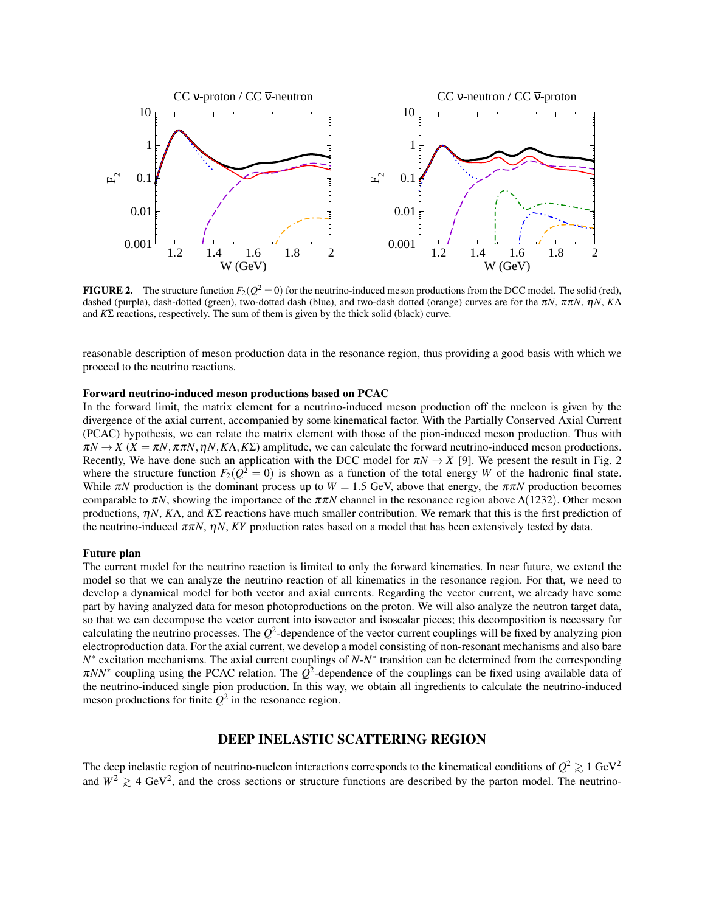**FIGURE 2.** The structure function $F_2(Q^2 = 0)$ for the neutrino-induced meson productions from the DCC model. The solid (red), dashed (purple), dash-dotted (green), two-dotted dash (blue), and two-dash dotted (orange) curves are for the $\pi N$, $\pi\pi N$, $\eta N$, $K\Lambda$ and $K\Sigma$ reactions, respectively. The sum of them is given by the thick solid (black) curve.

reasonable description of meson production data in the resonance region, thus providing a good basis with which we proceed to the neutrino reactions.

**Forward neutrino-induced meson productions based on PCAC**

In the forward limit, the matrix element for a neutrino-induced meson production off the nucleon is given by the divergence of the axial current, accompanied by some kinematical factor. With the Partially Conserved Axial Current (PCAC) hypothesis, we can relate the matrix element with those of the pion-induced meson production. Thus with $\pi N \to X$ ($X = \pi N, \pi\pi N, \eta N, K\Lambda, K\Sigma$) amplitude, we can calculate the forward neutrino-induced meson productions. Recently, We have done such an application with the DCC model for $\pi N \to X$ [9]. We present the result in Fig. 2 where the structure function $F_2(Q^2 = 0)$ is shown as a function of the total energy $W$ of the hadronic final state. While $\pi N$ production is the dominant process up to $W = 1.5$ GeV, above that energy, the $\pi\pi N$ production becomes comparable to $\pi N$, showing the importance of the $\pi\pi N$ channel in the resonance region above $\Delta(1232)$. Other meson productions, $\eta N$, $K\Lambda$, and $K\Sigma$ reactions have much smaller contribution. We remark that this is the first prediction of the neutrino-induced $\pi\pi N$, $\eta N$, $KY$ production rates based on a model that has been extensively tested by data.

**Future plan**

The current model for the neutrino reaction is limited to only the forward kinematics. In near future, we extend the model so that we can analyze the neutrino reaction of all kinematics in the resonance region. For that, we need to develop a dynamical model for both vector and axial currents. Regarding the vector current, we already have some part by having analyzed data for meson photoproductions on the proton. We will also analyze the neutron target data, so that we can decompose the vector current into isovector and isoscalar pieces; this decomposition is necessary for calculating the neutrino processes. The $Q^2$-dependence of the vector current couplings will be fixed by analyzing pion electroproduction data. For the axial current, we develop a model consisting of non-resonant mechanisms and also bare $N^*$ excitation mechanisms. The axial current couplings of $N$-$N^*$ transition can be determined from the corresponding $\pi NN^*$ coupling using the PCAC relation. The $Q^2$-dependence of the couplings can be fixed using available data of the neutrino-induced single pion production. In this way, we obtain all ingredients to calculate the neutrino-induced meson productions for finite $Q^2$ in the resonance region.

## DEEP INELASTIC SCATTERING REGION

The deep inelastic region of neutrino-nucleon interactions corresponds to the kinematical conditions of $Q^2 \gtrsim 1$ GeV$^2$ and $W^2 \gtrsim 4$ GeV$^2$, and the cross sections or structure functions are described by the parton model. The neutrino-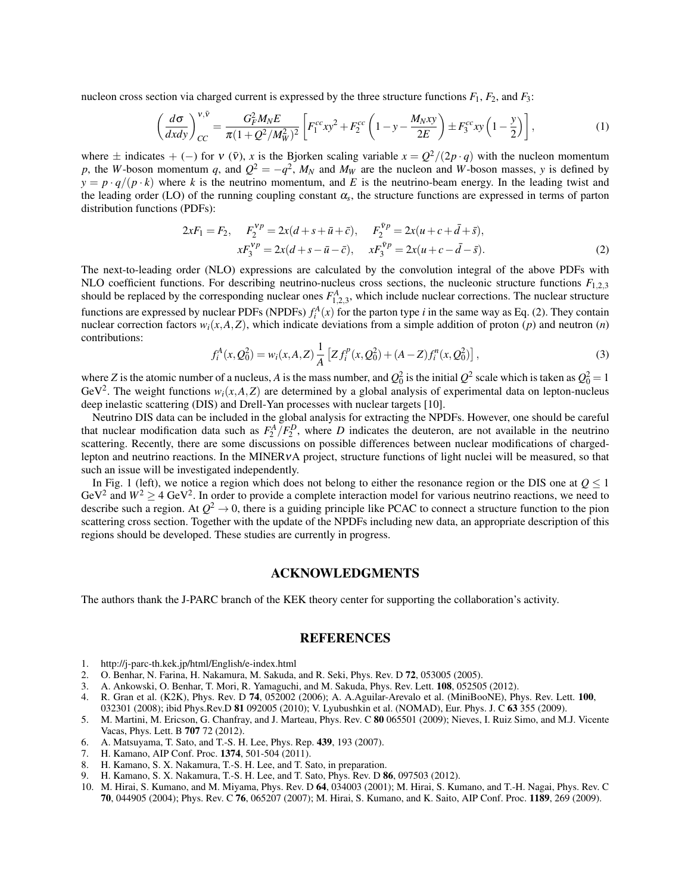nucleon cross section via charged current is expressed by the three structure functions $F_1$, $F_2$, and $F_3$:

$$\left(\frac{d\sigma}{dxdy}\right)_{CC}^{\nu,\bar{\nu}} = \frac{G_F^2 M_N E}{\pi(1+Q^2/M_W^2)^2}\left[F_1^{cc}xy^2 + F_2^{cc}\left(1-y-\frac{M_N xy}{2E}\right) \pm F_3^{cc}xy\left(1-\frac{y}{2}\right)\right], \tag{1}$$

where $\pm$ indicates $+$ ($-$) for $\nu$ ($\bar{\nu}$), $x$ is the Bjorken scaling variable $x = Q^2/(2p\cdot q)$ with the nucleon momentum $p$, the $W$-boson momentum $q$, and $Q^2 = -q^2$, $M_N$ and $M_W$ are the nucleon and $W$-boson masses, $y$ is defined by $y = p\cdot q/(p\cdot k)$ where $k$ is the neutrino momentum, and $E$ is the neutrino-beam energy. In the leading twist and the leading order (LO) of the running coupling constant $\alpha_s$, the structure functions are expressed in terms of parton distribution functions (PDFs):

$$\begin{aligned} 2xF_1 = F_2, \quad F_2^{\nu p} &= 2x(d+s+\bar{u}+\bar{c}), \quad F_2^{\bar{\nu} p} = 2x(u+c+\bar{d}+\bar{s}), \\ xF_3^{\nu p} &= 2x(d+s-\bar{u}-\bar{c}), \quad xF_3^{\bar{\nu} p} = 2x(u+c-\bar{d}-\bar{s}). \end{aligned} \tag{2}$$

The next-to-leading order (NLO) expressions are calculated by the convolution integral of the above PDFs with NLO coefficient functions. For describing neutrino-nucleus cross sections, the nucleonic structure functions $F_{1,2,3}$ should be replaced by the corresponding nuclear ones $F_{1,2,3}^A$, which include nuclear corrections. The nuclear structure functions are expressed by nuclear PDFs (NPDFs) $f_i^A(x)$ for the parton type $i$ in the same way as Eq. (2). They contain nuclear correction factors $w_i(x,A,Z)$, which indicate deviations from a simple addition of proton ($p$) and neutron ($n$) contributions:

$$f_i^A(x,Q_0^2) = w_i(x,A,Z)\,\frac{1}{A}\left[Z f_i^p(x,Q_0^2) + (A-Z) f_i^n(x,Q_0^2)\right], \tag{3}$$

where $Z$ is the atomic number of a nucleus, $A$ is the mass number, and $Q_0^2$ is the initial $Q^2$ scale which is taken as $Q_0^2 = 1$ GeV$^2$. The weight functions $w_i(x,A,Z)$ are determined by a global analysis of experimental data on lepton-nucleus deep inelastic scattering (DIS) and Drell-Yan processes with nuclear targets [10].

Neutrino DIS data can be included in the global analysis for extracting the NPDFs. However, one should be careful that nuclear modification data such as $F_2^A/F_2^D$, where $D$ indicates the deuteron, are not available in the neutrino scattering. Recently, there are some discussions on possible differences between nuclear modifications of charged-lepton and neutrino reactions. In the MINER$\nu$A project, structure functions of light nuclei will be measured, so that such an issue will be investigated independently.

In Fig. 1 (left), we notice a region which does not belong to either the resonance region or the DIS one at $Q \le 1$ GeV$^2$ and $W^2 \ge 4$ GeV$^2$. In order to provide a complete interaction model for various neutrino reactions, we need to describe such a region. At $Q^2 \to 0$, there is a guiding principle like PCAC to connect a structure function to the pion scattering cross section. Together with the update of the NPDFs including new data, an appropriate description of this regions should be developed. These studies are currently in progress.

## ACKNOWLEDGMENTS

The authors thank the J-PARC branch of the KEK theory center for supporting the collaboration's activity.

## REFERENCES

1. http://j-parc-th.kek.jp/html/English/e-index.html
2. O. Benhar, N. Farina, H. Nakamura, M. Sakuda, and R. Seki, Phys. Rev. D **72**, 053005 (2005).
3. A. Ankowski, O. Benhar, T. Mori, R. Yamaguchi, and M. Sakuda, Phys. Rev. Lett. **108**, 052505 (2012).
4. R. Gran et al. (K2K), Phys. Rev. D **74**, 052002 (2006); A. A.Aguilar-Arevalo et al. (MiniBooNE), Phys. Rev. Lett. **100**, 032301 (2008); ibid Phys.Rev.D **81** 092005 (2010); V. Lyubushkin et al. (NOMAD), Eur. Phys. J. C **63** 355 (2009).
5. M. Martini, M. Ericson, G. Chanfray, and J. Marteau, Phys. Rev. C **80** 065501 (2009); Nieves, I. Ruiz Simo, and M.J. Vicente Vacas, Phys. Lett. B **707** 72 (2012).
6. A. Matsuyama, T. Sato, and T.-S. H. Lee, Phys. Rep. **439**, 193 (2007).
7. H. Kamano, AIP Conf. Proc. **1374**, 501-504 (2011).
8. H. Kamano, S. X. Nakamura, T.-S. H. Lee, and T. Sato, in preparation.
9. H. Kamano, S. X. Nakamura, T.-S. H. Lee, and T. Sato, Phys. Rev. D **86**, 097503 (2012).
10. M. Hirai, S. Kumano, and M. Miyama, Phys. Rev. D **64**, 034003 (2001); M. Hirai, S. Kumano, and T.-H. Nagai, Phys. Rev. C **70**, 044905 (2004); Phys. Rev. C **76**, 065207 (2007); M. Hirai, S. Kumano, and K. Saito, AIP Conf. Proc. **1189**, 269 (2009).